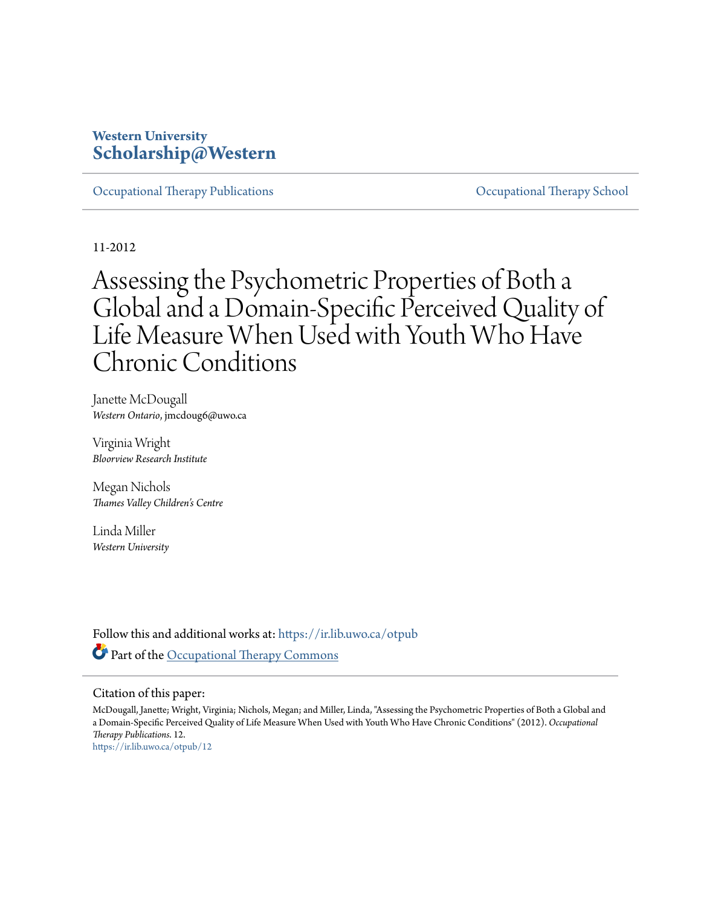Western University
**Scholarship@Western**

Occupational Therapy Publications | Occupational Therapy School

11-2012

# Assessing the Psychometric Properties of Both a Global and a Domain-Specific Perceived Quality of Life Measure When Used with Youth Who Have Chronic Conditions

Janette McDougall
*Western Ontario*, jmcdoug6@uwo.ca

Virginia Wright
*Bloorview Research Institute*

Megan Nichols
*Thames Valley Children's Centre*

Linda Miller
*Western University*

Follow this and additional works at: https://ir.lib.uwo.ca/otpub

Part of the Occupational Therapy Commons

## Citation of this paper:

McDougall, Janette; Wright, Virginia; Nichols, Megan; and Miller, Linda, "Assessing the Psychometric Properties of Both a Global and a Domain-Specific Perceived Quality of Life Measure When Used with Youth Who Have Chronic Conditions" (2012). *Occupational Therapy Publications*. 12.
https://ir.lib.uwo.ca/otpub/12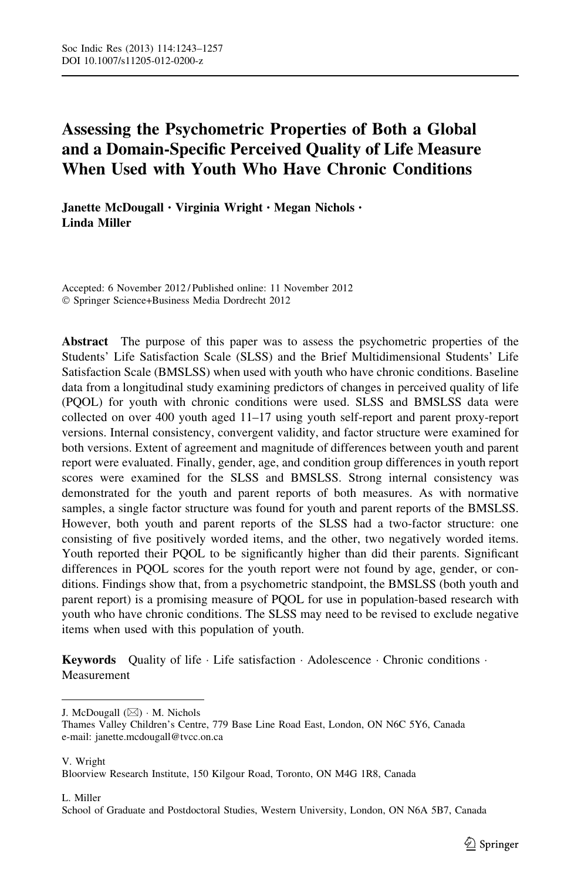# Assessing the Psychometric Properties of Both a Global and a Domain-Specific Perceived Quality of Life Measure When Used with Youth Who Have Chronic Conditions

**Janette McDougall · Virginia Wright · Megan Nichols · Linda Miller**

Accepted: 6 November 2012 / Published online: 11 November 2012
© Springer Science+Business Media Dordrecht 2012

**Abstract** The purpose of this paper was to assess the psychometric properties of the Students' Life Satisfaction Scale (SLSS) and the Brief Multidimensional Students' Life Satisfaction Scale (BMSLSS) when used with youth who have chronic conditions. Baseline data from a longitudinal study examining predictors of changes in perceived quality of life (PQOL) for youth with chronic conditions were used. SLSS and BMSLSS data were collected on over 400 youth aged 11–17 using youth self-report and parent proxy-report versions. Internal consistency, convergent validity, and factor structure were examined for both versions. Extent of agreement and magnitude of differences between youth and parent report were evaluated. Finally, gender, age, and condition group differences in youth report scores were examined for the SLSS and BMSLSS. Strong internal consistency was demonstrated for the youth and parent reports of both measures. As with normative samples, a single factor structure was found for youth and parent reports of the BMSLSS. However, both youth and parent reports of the SLSS had a two-factor structure: one consisting of five positively worded items, and the other, two negatively worded items. Youth reported their PQOL to be significantly higher than did their parents. Significant differences in PQOL scores for the youth report were not found by age, gender, or conditions. Findings show that, from a psychometric standpoint, the BMSLSS (both youth and parent report) is a promising measure of PQOL for use in population-based research with youth who have chronic conditions. The SLSS may need to be revised to exclude negative items when used with this population of youth.

**Keywords** Quality of life · Life satisfaction · Adolescence · Chronic conditions · Measurement

---

J. McDougall (✉) · M. Nichols
Thames Valley Children's Centre, 779 Base Line Road East, London, ON N6C 5Y6, Canada
e-mail: janette.mcdougall@tvcc.on.ca

V. Wright
Bloorview Research Institute, 150 Kilgour Road, Toronto, ON M4G 1R8, Canada

L. Miller
School of Graduate and Postdoctoral Studies, Western University, London, ON N6A 5B7, Canada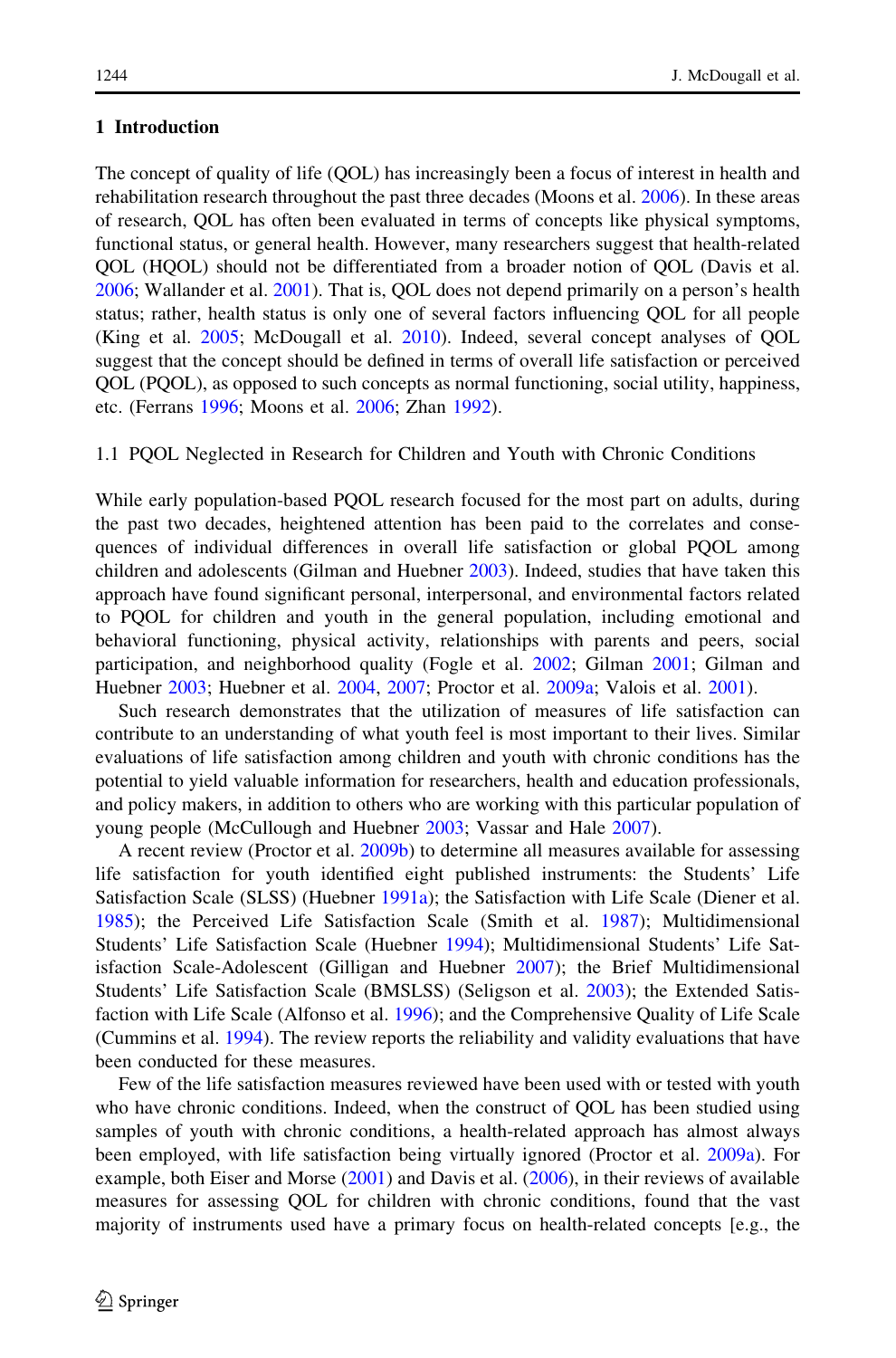## 1 Introduction

The concept of quality of life (QOL) has increasingly been a focus of interest in health and rehabilitation research throughout the past three decades (Moons et al. 2006). In these areas of research, QOL has often been evaluated in terms of concepts like physical symptoms, functional status, or general health. However, many researchers suggest that health-related QOL (HQOL) should not be differentiated from a broader notion of QOL (Davis et al. 2006; Wallander et al. 2001). That is, QOL does not depend primarily on a person's health status; rather, health status is only one of several factors influencing QOL for all people (King et al. 2005; McDougall et al. 2010). Indeed, several concept analyses of QOL suggest that the concept should be defined in terms of overall life satisfaction or perceived QOL (PQOL), as opposed to such concepts as normal functioning, social utility, happiness, etc. (Ferrans 1996; Moons et al. 2006; Zhan 1992).

### 1.1 PQOL Neglected in Research for Children and Youth with Chronic Conditions

While early population-based PQOL research focused for the most part on adults, during the past two decades, heightened attention has been paid to the correlates and consequences of individual differences in overall life satisfaction or global PQOL among children and adolescents (Gilman and Huebner 2003). Indeed, studies that have taken this approach have found significant personal, interpersonal, and environmental factors related to PQOL for children and youth in the general population, including emotional and behavioral functioning, physical activity, relationships with parents and peers, social participation, and neighborhood quality (Fogle et al. 2002; Gilman 2001; Gilman and Huebner 2003; Huebner et al. 2004, 2007; Proctor et al. 2009a; Valois et al. 2001).

Such research demonstrates that the utilization of measures of life satisfaction can contribute to an understanding of what youth feel is most important to their lives. Similar evaluations of life satisfaction among children and youth with chronic conditions has the potential to yield valuable information for researchers, health and education professionals, and policy makers, in addition to others who are working with this particular population of young people (McCullough and Huebner 2003; Vassar and Hale 2007).

A recent review (Proctor et al. 2009b) to determine all measures available for assessing life satisfaction for youth identified eight published instruments: the Students' Life Satisfaction Scale (SLSS) (Huebner 1991a); the Satisfaction with Life Scale (Diener et al. 1985); the Perceived Life Satisfaction Scale (Smith et al. 1987); Multidimensional Students' Life Satisfaction Scale (Huebner 1994); Multidimensional Students' Life Satisfaction Scale-Adolescent (Gilligan and Huebner 2007); the Brief Multidimensional Students' Life Satisfaction Scale (BMSLSS) (Seligson et al. 2003); the Extended Satisfaction with Life Scale (Alfonso et al. 1996); and the Comprehensive Quality of Life Scale (Cummins et al. 1994). The review reports the reliability and validity evaluations that have been conducted for these measures.

Few of the life satisfaction measures reviewed have been used with or tested with youth who have chronic conditions. Indeed, when the construct of QOL has been studied using samples of youth with chronic conditions, a health-related approach has almost always been employed, with life satisfaction being virtually ignored (Proctor et al. 2009a). For example, both Eiser and Morse (2001) and Davis et al. (2006), in their reviews of available measures for assessing QOL for children with chronic conditions, found that the vast majority of instruments used have a primary focus on health-related concepts [e.g., the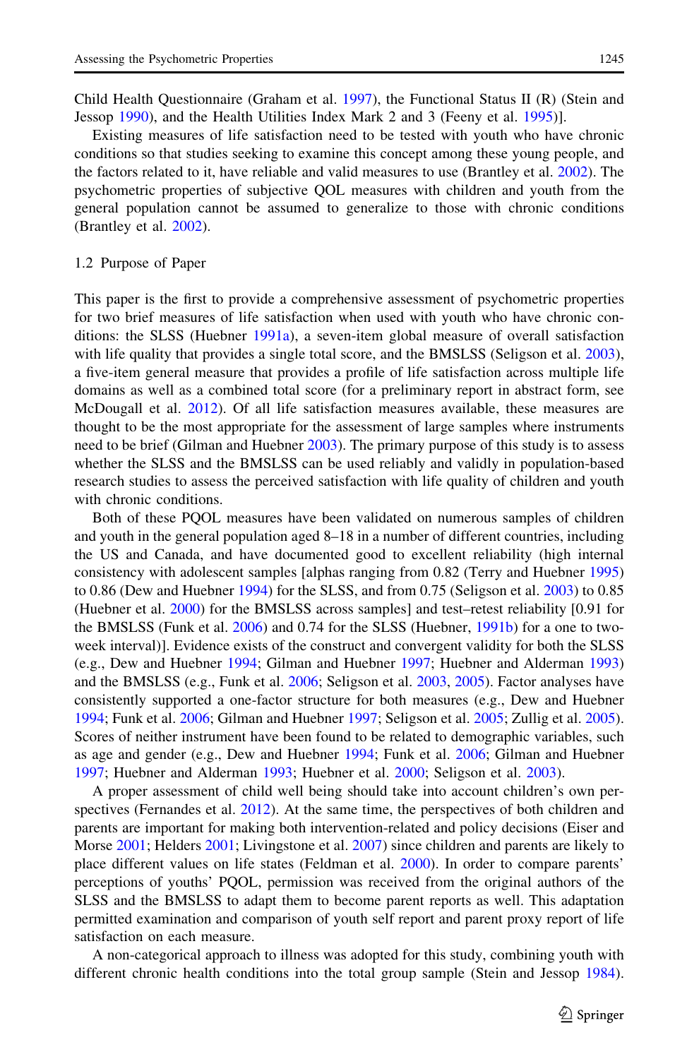Child Health Questionnaire (Graham et al. 1997), the Functional Status II (R) (Stein and Jessop 1990), and the Health Utilities Index Mark 2 and 3 (Feeny et al. 1995)].

Existing measures of life satisfaction need to be tested with youth who have chronic conditions so that studies seeking to examine this concept among these young people, and the factors related to it, have reliable and valid measures to use (Brantley et al. 2002). The psychometric properties of subjective QOL measures with children and youth from the general population cannot be assumed to generalize to those with chronic conditions (Brantley et al. 2002).

### 1.2 Purpose of Paper

This paper is the first to provide a comprehensive assessment of psychometric properties for two brief measures of life satisfaction when used with youth who have chronic conditions: the SLSS (Huebner 1991a), a seven-item global measure of overall satisfaction with life quality that provides a single total score, and the BMSLSS (Seligson et al. 2003), a five-item general measure that provides a profile of life satisfaction across multiple life domains as well as a combined total score (for a preliminary report in abstract form, see McDougall et al. 2012). Of all life satisfaction measures available, these measures are thought to be the most appropriate for the assessment of large samples where instruments need to be brief (Gilman and Huebner 2003). The primary purpose of this study is to assess whether the SLSS and the BMSLSS can be used reliably and validly in population-based research studies to assess the perceived satisfaction with life quality of children and youth with chronic conditions.

Both of these PQOL measures have been validated on numerous samples of children and youth in the general population aged 8–18 in a number of different countries, including the US and Canada, and have documented good to excellent reliability (high internal consistency with adolescent samples [alphas ranging from 0.82 (Terry and Huebner 1995) to 0.86 (Dew and Huebner 1994) for the SLSS, and from 0.75 (Seligson et al. 2003) to 0.85 (Huebner et al. 2000) for the BMSLSS across samples] and test–retest reliability [0.91 for the BMSLSS (Funk et al. 2006) and 0.74 for the SLSS (Huebner, 1991b) for a one to two-week interval)]. Evidence exists of the construct and convergent validity for both the SLSS (e.g., Dew and Huebner 1994; Gilman and Huebner 1997; Huebner and Alderman 1993) and the BMSLSS (e.g., Funk et al. 2006; Seligson et al. 2003, 2005). Factor analyses have consistently supported a one-factor structure for both measures (e.g., Dew and Huebner 1994; Funk et al. 2006; Gilman and Huebner 1997; Seligson et al. 2005; Zullig et al. 2005). Scores of neither instrument have been found to be related to demographic variables, such as age and gender (e.g., Dew and Huebner 1994; Funk et al. 2006; Gilman and Huebner 1997; Huebner and Alderman 1993; Huebner et al. 2000; Seligson et al. 2003).

A proper assessment of child well being should take into account children's own perspectives (Fernandes et al. 2012). At the same time, the perspectives of both children and parents are important for making both intervention-related and policy decisions (Eiser and Morse 2001; Helders 2001; Livingstone et al. 2007) since children and parents are likely to place different values on life states (Feldman et al. 2000). In order to compare parents' perceptions of youths' PQOL, permission was received from the original authors of the SLSS and the BMSLSS to adapt them to become parent reports as well. This adaptation permitted examination and comparison of youth self report and parent proxy report of life satisfaction on each measure.

A non-categorical approach to illness was adopted for this study, combining youth with different chronic health conditions into the total group sample (Stein and Jessop 1984).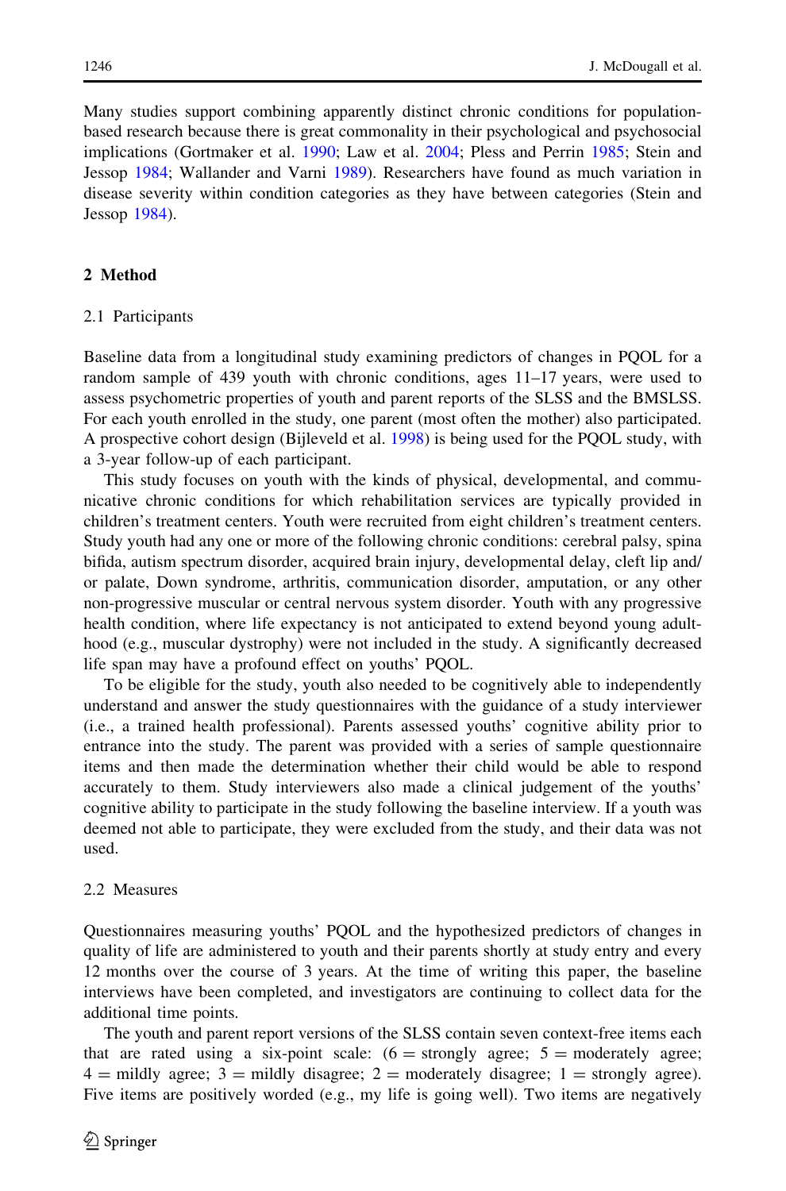Many studies support combining apparently distinct chronic conditions for population-based research because there is great commonality in their psychological and psychosocial implications (Gortmaker et al. 1990; Law et al. 2004; Pless and Perrin 1985; Stein and Jessop 1984; Wallander and Varni 1989). Researchers have found as much variation in disease severity within condition categories as they have between categories (Stein and Jessop 1984).

## 2 Method

### 2.1 Participants

Baseline data from a longitudinal study examining predictors of changes in PQOL for a random sample of 439 youth with chronic conditions, ages 11–17 years, were used to assess psychometric properties of youth and parent reports of the SLSS and the BMSLSS. For each youth enrolled in the study, one parent (most often the mother) also participated. A prospective cohort design (Bijleveld et al. 1998) is being used for the PQOL study, with a 3-year follow-up of each participant.

This study focuses on youth with the kinds of physical, developmental, and communicative chronic conditions for which rehabilitation services are typically provided in children's treatment centers. Youth were recruited from eight children's treatment centers. Study youth had any one or more of the following chronic conditions: cerebral palsy, spina bifida, autism spectrum disorder, acquired brain injury, developmental delay, cleft lip and/or palate, Down syndrome, arthritis, communication disorder, amputation, or any other non-progressive muscular or central nervous system disorder. Youth with any progressive health condition, where life expectancy is not anticipated to extend beyond young adulthood (e.g., muscular dystrophy) were not included in the study. A significantly decreased life span may have a profound effect on youths' PQOL.

To be eligible for the study, youth also needed to be cognitively able to independently understand and answer the study questionnaires with the guidance of a study interviewer (i.e., a trained health professional). Parents assessed youths' cognitive ability prior to entrance into the study. The parent was provided with a series of sample questionnaire items and then made the determination whether their child would be able to respond accurately to them. Study interviewers also made a clinical judgement of the youths' cognitive ability to participate in the study following the baseline interview. If a youth was deemed not able to participate, they were excluded from the study, and their data was not used.

### 2.2 Measures

Questionnaires measuring youths' PQOL and the hypothesized predictors of changes in quality of life are administered to youth and their parents shortly at study entry and every 12 months over the course of 3 years. At the time of writing this paper, the baseline interviews have been completed, and investigators are continuing to collect data for the additional time points.

The youth and parent report versions of the SLSS contain seven context-free items each that are rated using a six-point scale: (6 = strongly agree; 5 = moderately agree; 4 = mildly agree; 3 = mildly disagree; 2 = moderately disagree; 1 = strongly agree). Five items are positively worded (e.g., my life is going well). Two items are negatively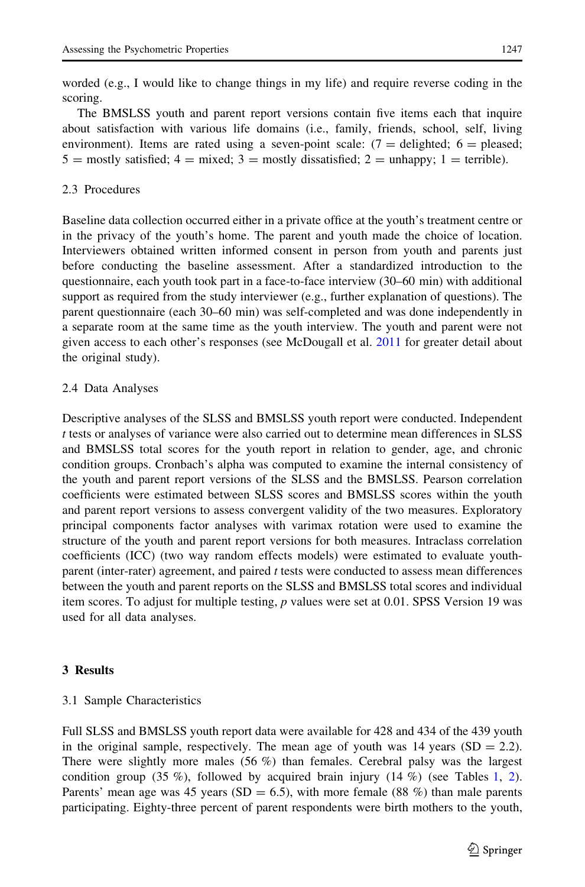worded (e.g., I would like to change things in my life) and require reverse coding in the scoring.

The BMSLSS youth and parent report versions contain five items each that inquire about satisfaction with various life domains (i.e., family, friends, school, self, living environment). Items are rated using a seven-point scale: (7 = delighted; 6 = pleased; 5 = mostly satisfied; 4 = mixed; 3 = mostly dissatisfied; 2 = unhappy; 1 = terrible).

### 2.3 Procedures

Baseline data collection occurred either in a private office at the youth's treatment centre or in the privacy of the youth's home. The parent and youth made the choice of location. Interviewers obtained written informed consent in person from youth and parents just before conducting the baseline assessment. After a standardized introduction to the questionnaire, each youth took part in a face-to-face interview (30–60 min) with additional support as required from the study interviewer (e.g., further explanation of questions). The parent questionnaire (each 30–60 min) was self-completed and was done independently in a separate room at the same time as the youth interview. The youth and parent were not given access to each other's responses (see McDougall et al. 2011 for greater detail about the original study).

### 2.4 Data Analyses

Descriptive analyses of the SLSS and BMSLSS youth report were conducted. Independent *t* tests or analyses of variance were also carried out to determine mean differences in SLSS and BMSLSS total scores for the youth report in relation to gender, age, and chronic condition groups. Cronbach's alpha was computed to examine the internal consistency of the youth and parent report versions of the SLSS and the BMSLSS. Pearson correlation coefficients were estimated between SLSS scores and BMSLSS scores within the youth and parent report versions to assess convergent validity of the two measures. Exploratory principal components factor analyses with varimax rotation were used to examine the structure of the youth and parent report versions for both measures. Intraclass correlation coefficients (ICC) (two way random effects models) were estimated to evaluate youth-parent (inter-rater) agreement, and paired *t* tests were conducted to assess mean differences between the youth and parent reports on the SLSS and BMSLSS total scores and individual item scores. To adjust for multiple testing, *p* values were set at 0.01. SPSS Version 19 was used for all data analyses.

## 3 Results

### 3.1 Sample Characteristics

Full SLSS and BMSLSS youth report data were available for 428 and 434 of the 439 youth in the original sample, respectively. The mean age of youth was 14 years (SD = 2.2). There were slightly more males (56 %) than females. Cerebral palsy was the largest condition group (35 %), followed by acquired brain injury (14 %) (see Tables 1, 2). Parents' mean age was 45 years (SD = 6.5), with more female (88 %) than male parents participating. Eighty-three percent of parent respondents were birth mothers to the youth,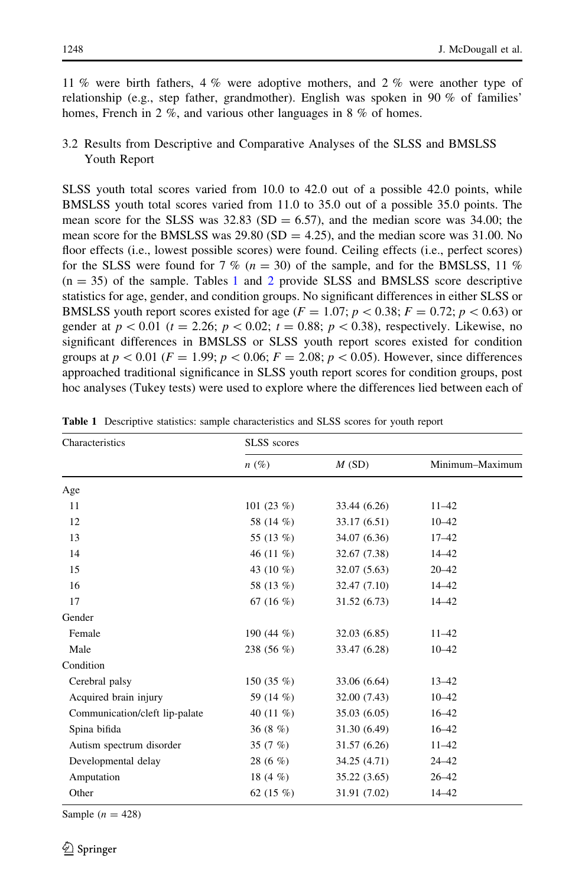11 % were birth fathers, 4 % were adoptive mothers, and 2 % were another type of relationship (e.g., step father, grandmother). English was spoken in 90 % of families' homes, French in 2 %, and various other languages in 8 % of homes.

### 3.2 Results from Descriptive and Comparative Analyses of the SLSS and BMSLSS Youth Report

SLSS youth total scores varied from 10.0 to 42.0 out of a possible 42.0 points, while BMSLSS youth total scores varied from 11.0 to 35.0 out of a possible 35.0 points. The mean score for the SLSS was 32.83 (SD = 6.57), and the median score was 34.00; the mean score for the BMSLSS was 29.80 (SD = 4.25), and the median score was 31.00. No floor effects (i.e., lowest possible scores) were found. Ceiling effects (i.e., perfect scores) for the SLSS were found for 7 % ($n = 30$) of the sample, and for the BMSLSS, 11 % ($n = 35$) of the sample. Tables 1 and 2 provide SLSS and BMSLSS score descriptive statistics for age, gender, and condition groups. No significant differences in either SLSS or BMSLSS youth report scores existed for age ($F = 1.07$; $p < 0.38$; $F = 0.72$; $p < 0.63$) or gender at $p < 0.01$ ($t = 2.26$; $p < 0.02$; $t = 0.88$; $p < 0.38$), respectively. Likewise, no significant differences in BMSLSS or SLSS youth report scores existed for condition groups at $p < 0.01$ ($F = 1.99$; $p < 0.06$; $F = 2.08$; $p < 0.05$). However, since differences approached traditional significance in SLSS youth report scores for condition groups, post hoc analyses (Tukey tests) were used to explore where the differences lied between each of

**Table 1** Descriptive statistics: sample characteristics and SLSS scores for youth report

| Characteristics | SLSS scores | | |
|---|---|---|---|
| | *n* (%) | *M* (SD) | Minimum–Maximum |
| Age | | | |
| 11 | 101 (23 %) | 33.44 (6.26) | 11–42 |
| 12 | 58 (14 %) | 33.17 (6.51) | 10–42 |
| 13 | 55 (13 %) | 34.07 (6.36) | 17–42 |
| 14 | 46 (11 %) | 32.67 (7.38) | 14–42 |
| 15 | 43 (10 %) | 32.07 (5.63) | 20–42 |
| 16 | 58 (13 %) | 32.47 (7.10) | 14–42 |
| 17 | 67 (16 %) | 31.52 (6.73) | 14–42 |
| Gender | | | |
| Female | 190 (44 %) | 32.03 (6.85) | 11–42 |
| Male | 238 (56 %) | 33.47 (6.28) | 10–42 |
| Condition | | | |
| Cerebral palsy | 150 (35 %) | 33.06 (6.64) | 13–42 |
| Acquired brain injury | 59 (14 %) | 32.00 (7.43) | 10–42 |
| Communication/cleft lip-palate | 40 (11 %) | 35.03 (6.05) | 16–42 |
| Spina bifida | 36 (8 %) | 31.30 (6.49) | 16–42 |
| Autism spectrum disorder | 35 (7 %) | 31.57 (6.26) | 11–42 |
| Developmental delay | 28 (6 %) | 34.25 (4.71) | 24–42 |
| Amputation | 18 (4 %) | 35.22 (3.65) | 26–42 |
| Other | 62 (15 %) | 31.91 (7.02) | 14–42 |

Sample ($n = 428$)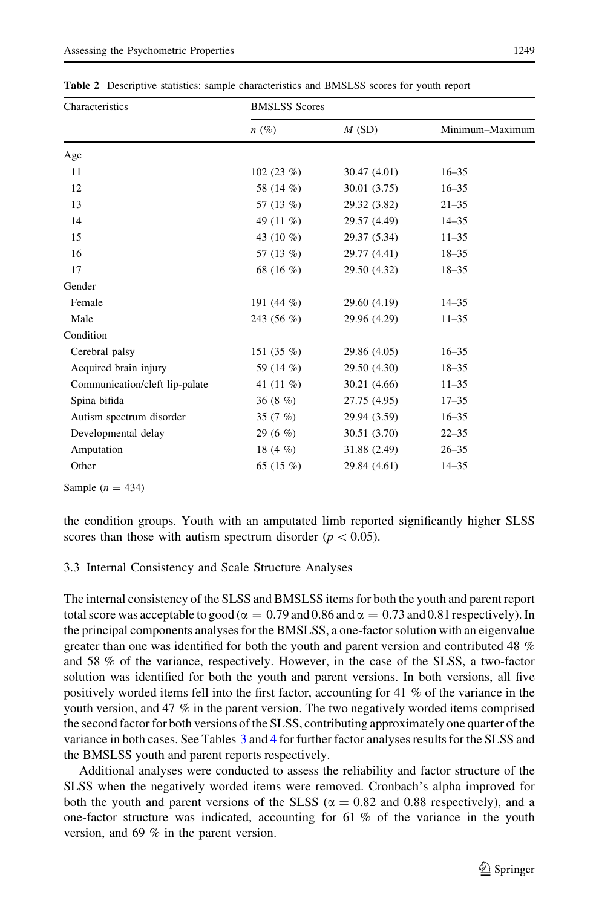**Table 2** Descriptive statistics: sample characteristics and BMSLSS scores for youth report

| Characteristics | BMSLSS Scores | | |
|---|---|---|---|
| | *n* (%) | *M* (SD) | Minimum–Maximum |
| Age | | | |
| 11 | 102 (23 %) | 30.47 (4.01) | 16–35 |
| 12 | 58 (14 %) | 30.01 (3.75) | 16–35 |
| 13 | 57 (13 %) | 29.32 (3.82) | 21–35 |
| 14 | 49 (11 %) | 29.57 (4.49) | 14–35 |
| 15 | 43 (10 %) | 29.37 (5.34) | 11–35 |
| 16 | 57 (13 %) | 29.77 (4.41) | 18–35 |
| 17 | 68 (16 %) | 29.50 (4.32) | 18–35 |
| Gender | | | |
| Female | 191 (44 %) | 29.60 (4.19) | 14–35 |
| Male | 243 (56 %) | 29.96 (4.29) | 11–35 |
| Condition | | | |
| Cerebral palsy | 151 (35 %) | 29.86 (4.05) | 16–35 |
| Acquired brain injury | 59 (14 %) | 29.50 (4.30) | 18–35 |
| Communication/cleft lip-palate | 41 (11 %) | 30.21 (4.66) | 11–35 |
| Spina bifida | 36 (8 %) | 27.75 (4.95) | 17–35 |
| Autism spectrum disorder | 35 (7 %) | 29.94 (3.59) | 16–35 |
| Developmental delay | 29 (6 %) | 30.51 (3.70) | 22–35 |
| Amputation | 18 (4 %) | 31.88 (2.49) | 26–35 |
| Other | 65 (15 %) | 29.84 (4.61) | 14–35 |

Sample ($n = 434$)

the condition groups. Youth with an amputated limb reported significantly higher SLSS scores than those with autism spectrum disorder ($p < 0.05$).

### 3.3 Internal Consistency and Scale Structure Analyses

The internal consistency of the SLSS and BMSLSS items for both the youth and parent report total score was acceptable to good ($\alpha = 0.79$ and 0.86 and $\alpha = 0.73$ and 0.81 respectively). In the principal components analyses for the BMSLSS, a one-factor solution with an eigenvalue greater than one was identified for both the youth and parent version and contributed 48 % and 58 % of the variance, respectively. However, in the case of the SLSS, a two-factor solution was identified for both the youth and parent versions. In both versions, all five positively worded items fell into the first factor, accounting for 41 % of the variance in the youth version, and 47 % in the parent version. The two negatively worded items comprised the second factor for both versions of the SLSS, contributing approximately one quarter of the variance in both cases. See Tables 3 and 4 for further factor analyses results for the SLSS and the BMSLSS youth and parent reports respectively.

Additional analyses were conducted to assess the reliability and factor structure of the SLSS when the negatively worded items were removed. Cronbach's alpha improved for both the youth and parent versions of the SLSS ($\alpha = 0.82$ and 0.88 respectively), and a one-factor structure was indicated, accounting for 61 % of the variance in the youth version, and 69 % in the parent version.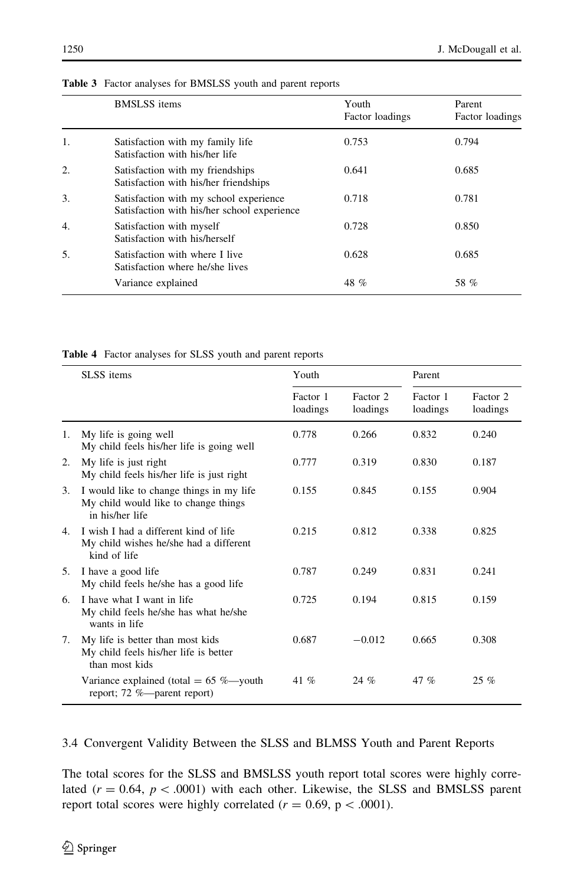**Table 3** Factor analyses for BMSLSS youth and parent reports

| | BMSLSS items | Youth Factor loadings | Parent Factor loadings |
|---|---|---|---|
| 1. | Satisfaction with my family life<br>Satisfaction with his/her life | 0.753 | 0.794 |
| 2. | Satisfaction with my friendships<br>Satisfaction with his/her friendships | 0.641 | 0.685 |
| 3. | Satisfaction with my school experience<br>Satisfaction with his/her school experience | 0.718 | 0.781 |
| 4. | Satisfaction with myself<br>Satisfaction with his/herself | 0.728 | 0.850 |
| 5. | Satisfaction with where I live<br>Satisfaction where he/she lives | 0.628 | 0.685 |
| | Variance explained | 48 % | 58 % |

**Table 4** Factor analyses for SLSS youth and parent reports

| | SLSS items | Youth | | Parent | |
|---|---|---|---|---|---|
| | | Factor 1 loadings | Factor 2 loadings | Factor 1 loadings | Factor 2 loadings |
| 1. | My life is going well<br>My child feels his/her life is going well | 0.778 | 0.266 | 0.832 | 0.240 |
| 2. | My life is just right<br>My child feels his/her life is just right | 0.777 | 0.319 | 0.830 | 0.187 |
| 3. | I would like to change things in my life<br>My child would like to change things in his/her life | 0.155 | 0.845 | 0.155 | 0.904 |
| 4. | I wish I had a different kind of life<br>My child wishes he/she had a different kind of life | 0.215 | 0.812 | 0.338 | 0.825 |
| 5. | I have a good life<br>My child feels he/she has a good life | 0.787 | 0.249 | 0.831 | 0.241 |
| 6. | I have what I want in life<br>My child feels he/she has what he/she wants in life | 0.725 | 0.194 | 0.815 | 0.159 |
| 7. | My life is better than most kids<br>My child feels his/her life is better than most kids | 0.687 | −0.012 | 0.665 | 0.308 |
| | Variance explained (total = 65 %—youth report; 72 %—parent report) | 41 % | 24 % | 47 % | 25 % |

### 3.4 Convergent Validity Between the SLSS and BLMSS Youth and Parent Reports

The total scores for the SLSS and BMSLSS youth report total scores were highly correlated ($r = 0.64$, $p < .0001$) with each other. Likewise, the SLSS and BMSLSS parent report total scores were highly correlated ($r = 0.69$, $p < .0001$).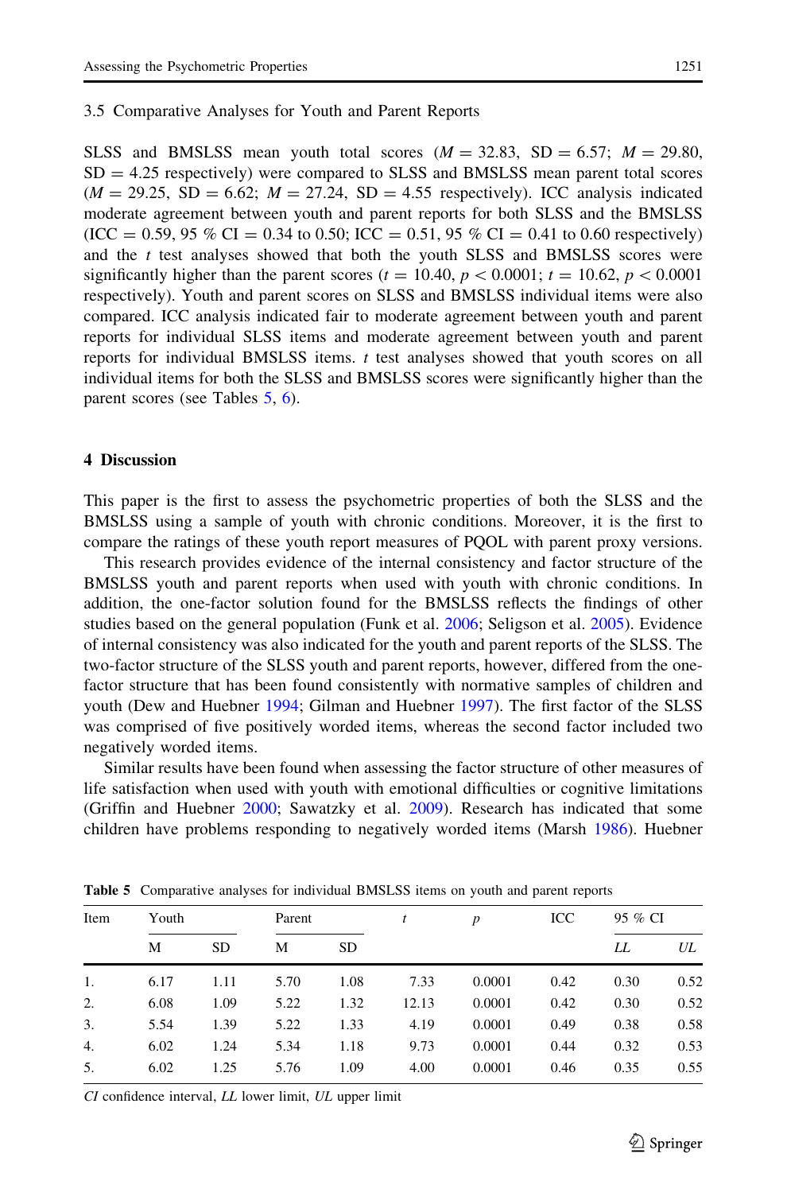### 3.5 Comparative Analyses for Youth and Parent Reports

SLSS and BMSLSS mean youth total scores ($M = 32.83$, $SD = 6.57$; $M = 29.80$, $SD = 4.25$ respectively) were compared to SLSS and BMSLSS mean parent total scores ($M = 29.25$, $SD = 6.62$; $M = 27.24$, $SD = 4.55$ respectively). ICC analysis indicated moderate agreement between youth and parent reports for both SLSS and the BMSLSS (ICC = 0.59, 95 % CI = 0.34 to 0.50; ICC = 0.51, 95 % CI = 0.41 to 0.60 respectively) and the $t$ test analyses showed that both the youth SLSS and BMSLSS scores were significantly higher than the parent scores ($t = 10.40$, $p < 0.0001$; $t = 10.62$, $p < 0.0001$ respectively). Youth and parent scores on SLSS and BMSLSS individual items were also compared. ICC analysis indicated fair to moderate agreement between youth and parent reports for individual SLSS items and moderate agreement between youth and parent reports for individual BMSLSS items. $t$ test analyses showed that youth scores on all individual items for both the SLSS and BMSLSS scores were significantly higher than the parent scores (see Tables 5, 6).

## 4 Discussion

This paper is the first to assess the psychometric properties of both the SLSS and the BMSLSS using a sample of youth with chronic conditions. Moreover, it is the first to compare the ratings of these youth report measures of PQOL with parent proxy versions.

This research provides evidence of the internal consistency and factor structure of the BMSLSS youth and parent reports when used with youth with chronic conditions. In addition, the one-factor solution found for the BMSLSS reflects the findings of other studies based on the general population (Funk et al. 2006; Seligson et al. 2005). Evidence of internal consistency was also indicated for the youth and parent reports of the SLSS. The two-factor structure of the SLSS youth and parent reports, however, differed from the one-factor structure that has been found consistently with normative samples of children and youth (Dew and Huebner 1994; Gilman and Huebner 1997). The first factor of the SLSS was comprised of five positively worded items, whereas the second factor included two negatively worded items.

Similar results have been found when assessing the factor structure of other measures of life satisfaction when used with youth with emotional difficulties or cognitive limitations (Griffin and Huebner 2000; Sawatzky et al. 2009). Research has indicated that some children have problems responding to negatively worded items (Marsh 1986). Huebner

**Table 5** Comparative analyses for individual BMSLSS items on youth and parent reports

| Item | Youth | | Parent | | $t$ | $p$ | ICC | 95 % CI | |
|---|---|---|---|---|---|---|---|---|---|
| | M | SD | M | SD | | | | *LL* | *UL* |
| 1. | 6.17 | 1.11 | 5.70 | 1.08 | 7.33 | 0.0001 | 0.42 | 0.30 | 0.52 |
| 2. | 6.08 | 1.09 | 5.22 | 1.32 | 12.13 | 0.0001 | 0.42 | 0.30 | 0.52 |
| 3. | 5.54 | 1.39 | 5.22 | 1.33 | 4.19 | 0.0001 | 0.49 | 0.38 | 0.58 |
| 4. | 6.02 | 1.24 | 5.34 | 1.18 | 9.73 | 0.0001 | 0.44 | 0.32 | 0.53 |
| 5. | 6.02 | 1.25 | 5.76 | 1.09 | 4.00 | 0.0001 | 0.46 | 0.35 | 0.55 |

*CI* confidence interval, *LL* lower limit, *UL* upper limit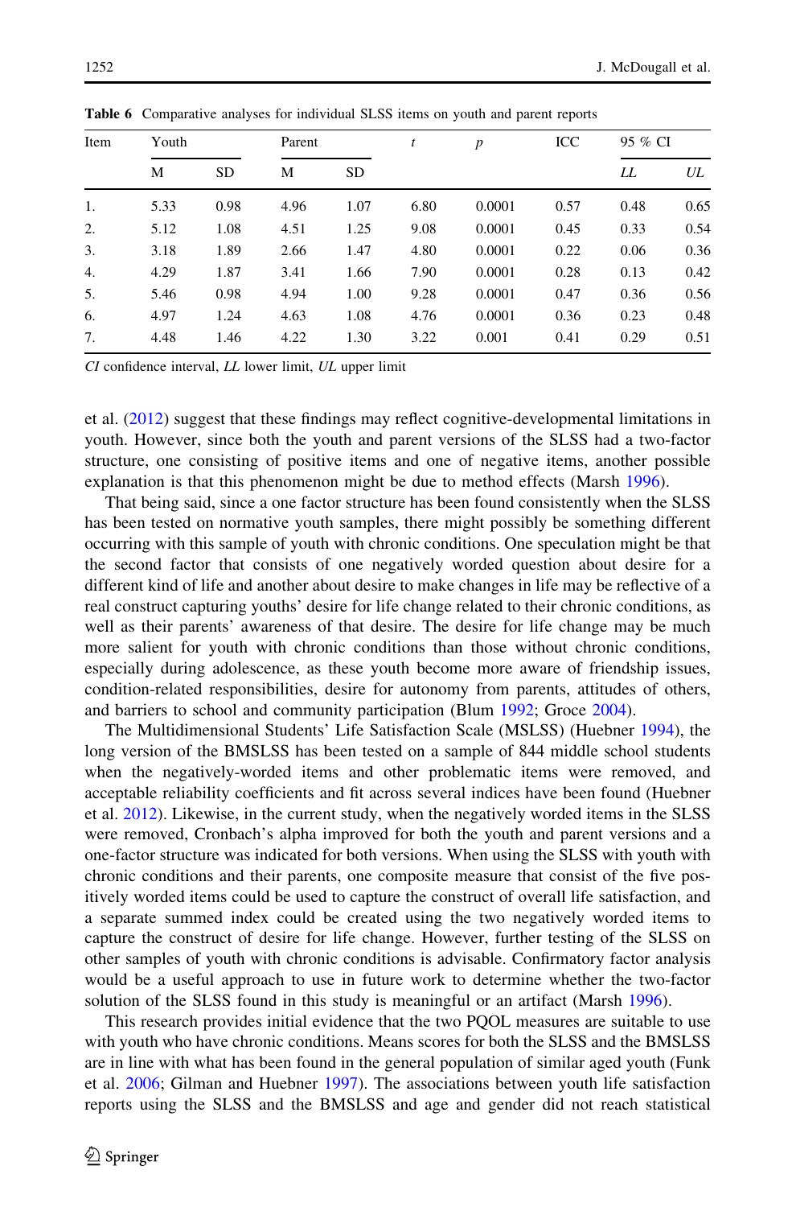**Table 6** Comparative analyses for individual SLSS items on youth and parent reports

| Item | Youth | | Parent | | *t* | *p* | ICC | 95 % CI | |
|---|---|---|---|---|---|---|---|---|---|
| | M | SD | M | SD | | | | *LL* | *UL* |
| 1. | 5.33 | 0.98 | 4.96 | 1.07 | 6.80 | 0.0001 | 0.57 | 0.48 | 0.65 |
| 2. | 5.12 | 1.08 | 4.51 | 1.25 | 9.08 | 0.0001 | 0.45 | 0.33 | 0.54 |
| 3. | 3.18 | 1.89 | 2.66 | 1.47 | 4.80 | 0.0001 | 0.22 | 0.06 | 0.36 |
| 4. | 4.29 | 1.87 | 3.41 | 1.66 | 7.90 | 0.0001 | 0.28 | 0.13 | 0.42 |
| 5. | 5.46 | 0.98 | 4.94 | 1.00 | 9.28 | 0.0001 | 0.47 | 0.36 | 0.56 |
| 6. | 4.97 | 1.24 | 4.63 | 1.08 | 4.76 | 0.0001 | 0.36 | 0.23 | 0.48 |
| 7. | 4.48 | 1.46 | 4.22 | 1.30 | 3.22 | 0.001 | 0.41 | 0.29 | 0.51 |

*CI* confidence interval, *LL* lower limit, *UL* upper limit

et al. (2012) suggest that these findings may reflect cognitive-developmental limitations in youth. However, since both the youth and parent versions of the SLSS had a two-factor structure, one consisting of positive items and one of negative items, another possible explanation is that this phenomenon might be due to method effects (Marsh 1996).

That being said, since a one factor structure has been found consistently when the SLSS has been tested on normative youth samples, there might possibly be something different occurring with this sample of youth with chronic conditions. One speculation might be that the second factor that consists of one negatively worded question about desire for a different kind of life and another about desire to make changes in life may be reflective of a real construct capturing youths' desire for life change related to their chronic conditions, as well as their parents' awareness of that desire. The desire for life change may be much more salient for youth with chronic conditions than those without chronic conditions, especially during adolescence, as these youth become more aware of friendship issues, condition-related responsibilities, desire for autonomy from parents, attitudes of others, and barriers to school and community participation (Blum 1992; Groce 2004).

The Multidimensional Students' Life Satisfaction Scale (MSLSS) (Huebner 1994), the long version of the BMSLSS has been tested on a sample of 844 middle school students when the negatively-worded items and other problematic items were removed, and acceptable reliability coefficients and fit across several indices have been found (Huebner et al. 2012). Likewise, in the current study, when the negatively worded items in the SLSS were removed, Cronbach's alpha improved for both the youth and parent versions and a one-factor structure was indicated for both versions. When using the SLSS with youth with chronic conditions and their parents, one composite measure that consist of the five positively worded items could be used to capture the construct of overall life satisfaction, and a separate summed index could be created using the two negatively worded items to capture the construct of desire for life change. However, further testing of the SLSS on other samples of youth with chronic conditions is advisable. Confirmatory factor analysis would be a useful approach to use in future work to determine whether the two-factor solution of the SLSS found in this study is meaningful or an artifact (Marsh 1996).

This research provides initial evidence that the two PQOL measures are suitable to use with youth who have chronic conditions. Means scores for both the SLSS and the BMSLSS are in line with what has been found in the general population of similar aged youth (Funk et al. 2006; Gilman and Huebner 1997). The associations between youth life satisfaction reports using the SLSS and the BMSLSS and age and gender did not reach statistical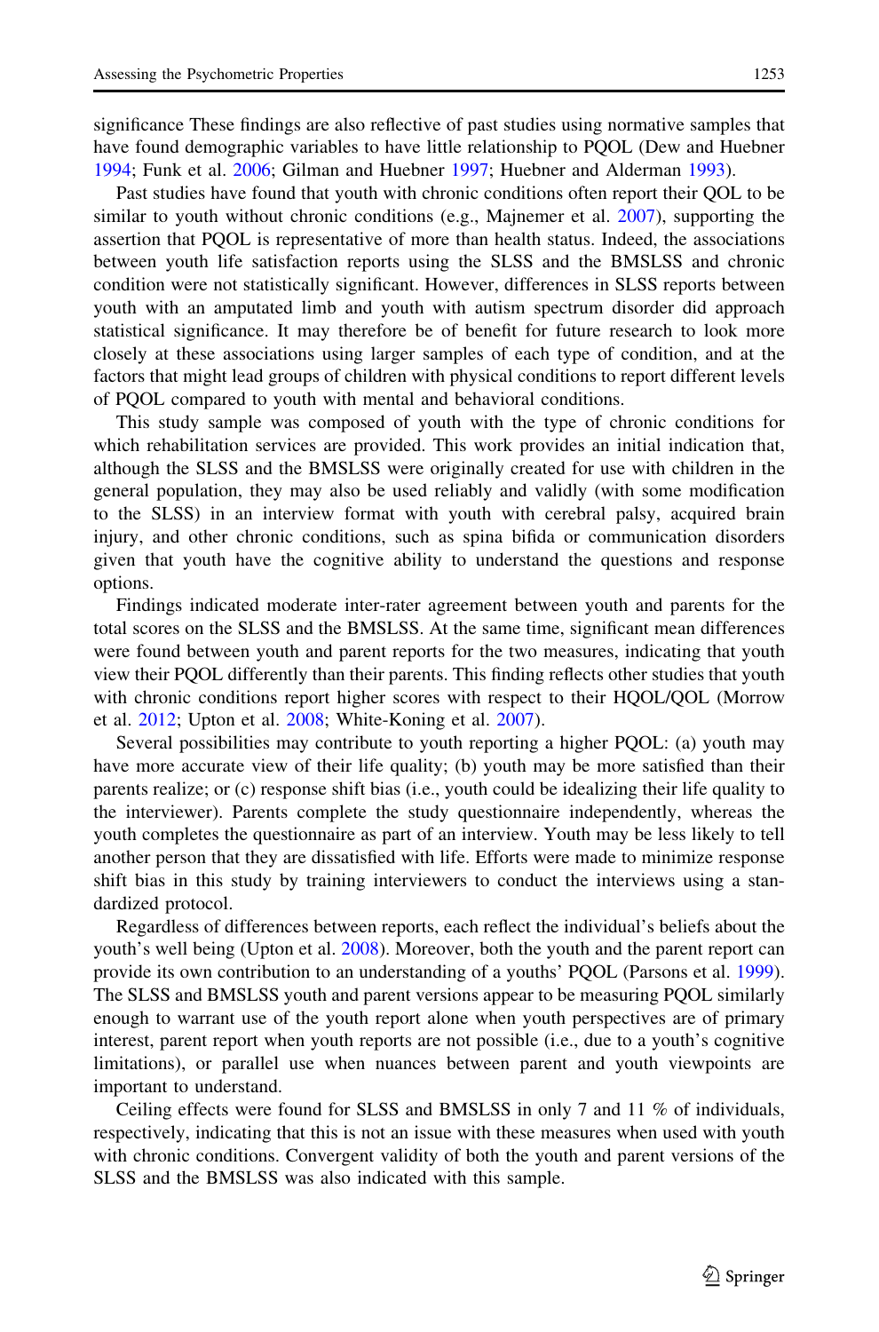significance These findings are also reflective of past studies using normative samples that have found demographic variables to have little relationship to PQOL (Dew and Huebner 1994; Funk et al. 2006; Gilman and Huebner 1997; Huebner and Alderman 1993).

Past studies have found that youth with chronic conditions often report their QOL to be similar to youth without chronic conditions (e.g., Majnemer et al. 2007), supporting the assertion that PQOL is representative of more than health status. Indeed, the associations between youth life satisfaction reports using the SLSS and the BMSLSS and chronic condition were not statistically significant. However, differences in SLSS reports between youth with an amputated limb and youth with autism spectrum disorder did approach statistical significance. It may therefore be of benefit for future research to look more closely at these associations using larger samples of each type of condition, and at the factors that might lead groups of children with physical conditions to report different levels of PQOL compared to youth with mental and behavioral conditions.

This study sample was composed of youth with the type of chronic conditions for which rehabilitation services are provided. This work provides an initial indication that, although the SLSS and the BMSLSS were originally created for use with children in the general population, they may also be used reliably and validly (with some modification to the SLSS) in an interview format with youth with cerebral palsy, acquired brain injury, and other chronic conditions, such as spina bifida or communication disorders given that youth have the cognitive ability to understand the questions and response options.

Findings indicated moderate inter-rater agreement between youth and parents for the total scores on the SLSS and the BMSLSS. At the same time, significant mean differences were found between youth and parent reports for the two measures, indicating that youth view their PQOL differently than their parents. This finding reflects other studies that youth with chronic conditions report higher scores with respect to their HQOL/QOL (Morrow et al. 2012; Upton et al. 2008; White-Koning et al. 2007).

Several possibilities may contribute to youth reporting a higher PQOL: (a) youth may have more accurate view of their life quality; (b) youth may be more satisfied than their parents realize; or (c) response shift bias (i.e., youth could be idealizing their life quality to the interviewer). Parents complete the study questionnaire independently, whereas the youth completes the questionnaire as part of an interview. Youth may be less likely to tell another person that they are dissatisfied with life. Efforts were made to minimize response shift bias in this study by training interviewers to conduct the interviews using a standardized protocol.

Regardless of differences between reports, each reflect the individual's beliefs about the youth's well being (Upton et al. 2008). Moreover, both the youth and the parent report can provide its own contribution to an understanding of a youths' PQOL (Parsons et al. 1999). The SLSS and BMSLSS youth and parent versions appear to be measuring PQOL similarly enough to warrant use of the youth report alone when youth perspectives are of primary interest, parent report when youth reports are not possible (i.e., due to a youth's cognitive limitations), or parallel use when nuances between parent and youth viewpoints are important to understand.

Ceiling effects were found for SLSS and BMSLSS in only 7 and 11 % of individuals, respectively, indicating that this is not an issue with these measures when used with youth with chronic conditions. Convergent validity of both the youth and parent versions of the SLSS and the BMSLSS was also indicated with this sample.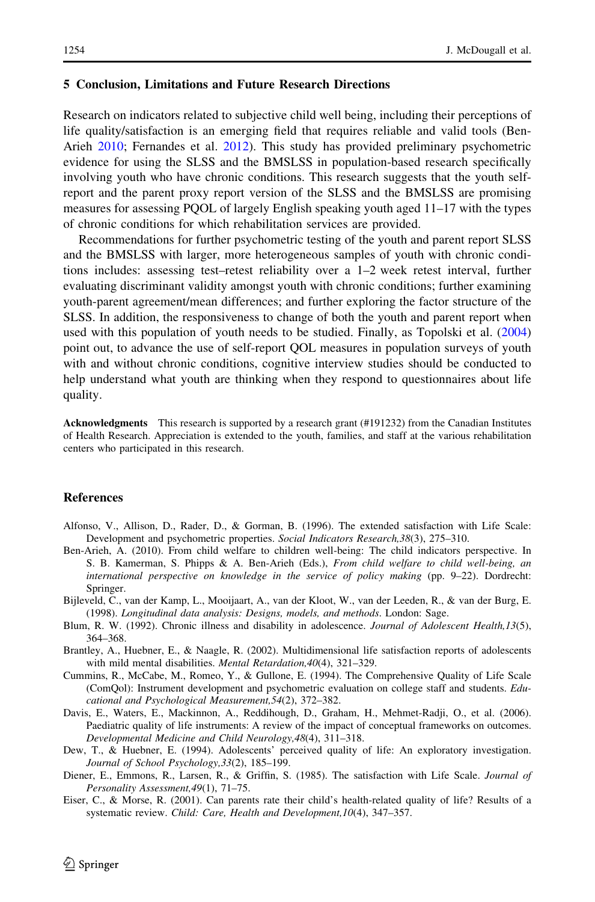## 5 Conclusion, Limitations and Future Research Directions

Research on indicators related to subjective child well being, including their perceptions of life quality/satisfaction is an emerging field that requires reliable and valid tools (Ben-Arieh 2010; Fernandes et al. 2012). This study has provided preliminary psychometric evidence for using the SLSS and the BMSLSS in population-based research specifically involving youth who have chronic conditions. This research suggests that the youth self-report and the parent proxy report version of the SLSS and the BMSLSS are promising measures for assessing PQOL of largely English speaking youth aged 11–17 with the types of chronic conditions for which rehabilitation services are provided.

Recommendations for further psychometric testing of the youth and parent report SLSS and the BMSLSS with larger, more heterogeneous samples of youth with chronic conditions includes: assessing test–retest reliability over a 1–2 week retest interval, further evaluating discriminant validity amongst youth with chronic conditions; further examining youth-parent agreement/mean differences; and further exploring the factor structure of the SLSS. In addition, the responsiveness to change of both the youth and parent report when used with this population of youth needs to be studied. Finally, as Topolski et al. (2004) point out, to advance the use of self-report QOL measures in population surveys of youth with and without chronic conditions, cognitive interview studies should be conducted to help understand what youth are thinking when they respond to questionnaires about life quality.

**Acknowledgments** This research is supported by a research grant (#191232) from the Canadian Institutes of Health Research. Appreciation is extended to the youth, families, and staff at the various rehabilitation centers who participated in this research.

## References

Alfonso, V., Allison, D., Rader, D., & Gorman, B. (1996). The extended satisfaction with Life Scale: Development and psychometric properties. *Social Indicators Research,38*(3), 275–310.

Ben-Arieh, A. (2010). From child welfare to children well-being: The child indicators perspective. In S. B. Kamerman, S. Phipps & A. Ben-Arieh (Eds.), *From child welfare to child well-being, an international perspective on knowledge in the service of policy making* (pp. 9–22). Dordrecht: Springer.

Bijleveld, C., van der Kamp, L., Mooijaart, A., van der Kloot, W., van der Leeden, R., & van der Burg, E. (1998). *Longitudinal data analysis: Designs, models, and methods*. London: Sage.

Blum, R. W. (1992). Chronic illness and disability in adolescence. *Journal of Adolescent Health,13*(5), 364–368.

Brantley, A., Huebner, E., & Naagle, R. (2002). Multidimensional life satisfaction reports of adolescents with mild mental disabilities. *Mental Retardation,40*(4), 321–329.

Cummins, R., McCabe, M., Romeo, Y., & Gullone, E. (1994). The Comprehensive Quality of Life Scale (ComQol): Instrument development and psychometric evaluation on college staff and students. *Educational and Psychological Measurement,54*(2), 372–382.

Davis, E., Waters, E., Mackinnon, A., Reddihough, D., Graham, H., Mehmet-Radji, O., et al. (2006). Paediatric quality of life instruments: A review of the impact of conceptual frameworks on outcomes. *Developmental Medicine and Child Neurology,48*(4), 311–318.

Dew, T., & Huebner, E. (1994). Adolescents' perceived quality of life: An exploratory investigation. *Journal of School Psychology,33*(2), 185–199.

Diener, E., Emmons, R., Larsen, R., & Griffin, S. (1985). The satisfaction with Life Scale. *Journal of Personality Assessment,49*(1), 71–75.

Eiser, C., & Morse, R. (2001). Can parents rate their child's health-related quality of life? Results of a systematic review. *Child: Care, Health and Development,10*(4), 347–357.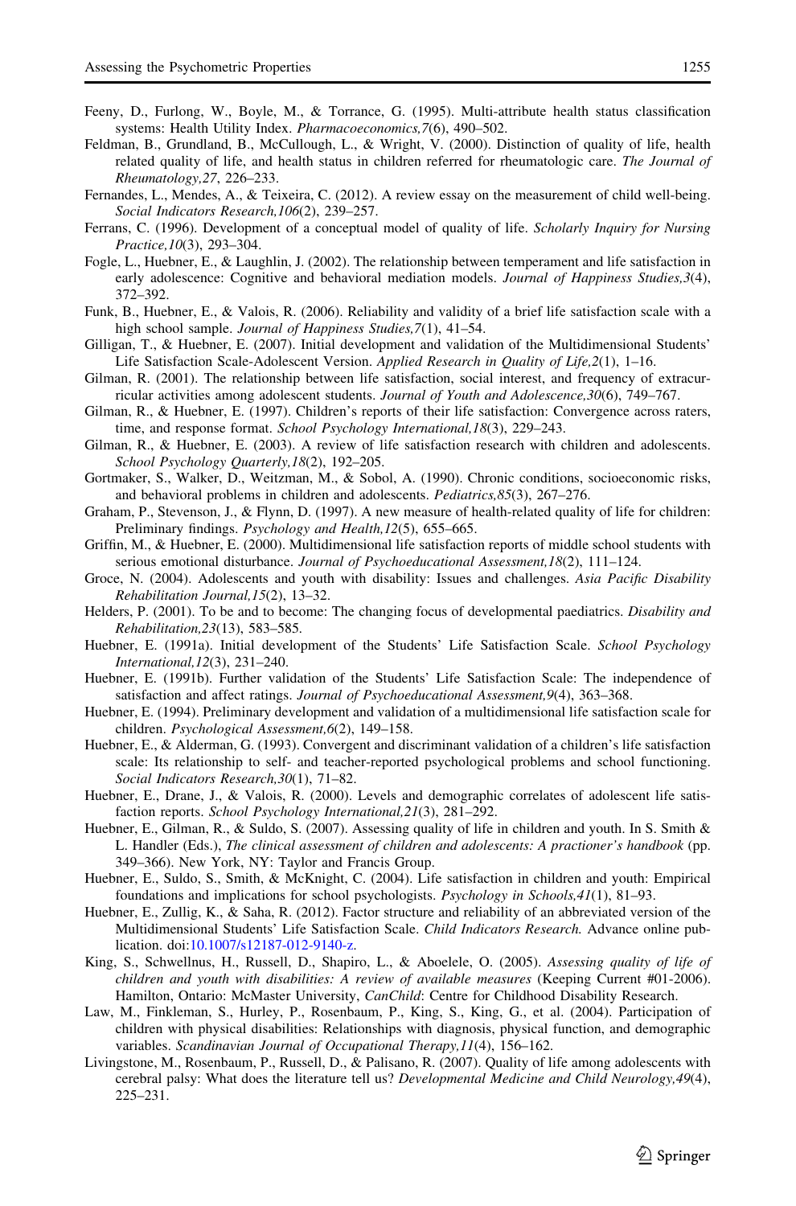Feeny, D., Furlong, W., Boyle, M., & Torrance, G. (1995). Multi-attribute health status classification systems: Health Utility Index. *Pharmacoeconomics,7*(6), 490–502.

Feldman, B., Grundland, B., McCullough, L., & Wright, V. (2000). Distinction of quality of life, health related quality of life, and health status in children referred for rheumatologic care. *The Journal of Rheumatology,27*, 226–233.

Fernandes, L., Mendes, A., & Teixeira, C. (2012). A review essay on the measurement of child well-being. *Social Indicators Research,106*(2), 239–257.

Ferrans, C. (1996). Development of a conceptual model of quality of life. *Scholarly Inquiry for Nursing Practice,10*(3), 293–304.

Fogle, L., Huebner, E., & Laughlin, J. (2002). The relationship between temperament and life satisfaction in early adolescence: Cognitive and behavioral mediation models. *Journal of Happiness Studies,3*(4), 372–392.

Funk, B., Huebner, E., & Valois, R. (2006). Reliability and validity of a brief life satisfaction scale with a high school sample. *Journal of Happiness Studies,7*(1), 41–54.

Gilligan, T., & Huebner, E. (2007). Initial development and validation of the Multidimensional Students' Life Satisfaction Scale-Adolescent Version. *Applied Research in Quality of Life,2*(1), 1–16.

Gilman, R. (2001). The relationship between life satisfaction, social interest, and frequency of extracurricular activities among adolescent students. *Journal of Youth and Adolescence,30*(6), 749–767.

Gilman, R., & Huebner, E. (1997). Children's reports of their life satisfaction: Convergence across raters, time, and response format. *School Psychology International,18*(3), 229–243.

Gilman, R., & Huebner, E. (2003). A review of life satisfaction research with children and adolescents. *School Psychology Quarterly,18*(2), 192–205.

Gortmaker, S., Walker, D., Weitzman, M., & Sobol, A. (1990). Chronic conditions, socioeconomic risks, and behavioral problems in children and adolescents. *Pediatrics,85*(3), 267–276.

Graham, P., Stevenson, J., & Flynn, D. (1997). A new measure of health-related quality of life for children: Preliminary findings. *Psychology and Health,12*(5), 655–665.

Griffin, M., & Huebner, E. (2000). Multidimensional life satisfaction reports of middle school students with serious emotional disturbance. *Journal of Psychoeducational Assessment,18*(2), 111–124.

Groce, N. (2004). Adolescents and youth with disability: Issues and challenges. *Asia Pacific Disability Rehabilitation Journal,15*(2), 13–32.

Helders, P. (2001). To be and to become: The changing focus of developmental paediatrics. *Disability and Rehabilitation,23*(13), 583–585.

Huebner, E. (1991a). Initial development of the Students' Life Satisfaction Scale. *School Psychology International,12*(3), 231–240.

Huebner, E. (1991b). Further validation of the Students' Life Satisfaction Scale: The independence of satisfaction and affect ratings. *Journal of Psychoeducational Assessment,9*(4), 363–368.

Huebner, E. (1994). Preliminary development and validation of a multidimensional life satisfaction scale for children. *Psychological Assessment,6*(2), 149–158.

Huebner, E., & Alderman, G. (1993). Convergent and discriminant validation of a children's life satisfaction scale: Its relationship to self- and teacher-reported psychological problems and school functioning. *Social Indicators Research,30*(1), 71–82.

Huebner, E., Drane, J., & Valois, R. (2000). Levels and demographic correlates of adolescent life satisfaction reports. *School Psychology International,21*(3), 281–292.

Huebner, E., Gilman, R., & Suldo, S. (2007). Assessing quality of life in children and youth. In S. Smith & L. Handler (Eds.), *The clinical assessment of children and adolescents: A practioner's handbook* (pp. 349–366). New York, NY: Taylor and Francis Group.

Huebner, E., Suldo, S., Smith, & McKnight, C. (2004). Life satisfaction in children and youth: Empirical foundations and implications for school psychologists. *Psychology in Schools,41*(1), 81–93.

Huebner, E., Zullig, K., & Saha, R. (2012). Factor structure and reliability of an abbreviated version of the Multidimensional Students' Life Satisfaction Scale. *Child Indicators Research.* Advance online publication. doi:10.1007/s12187-012-9140-z.

King, S., Schwellnus, H., Russell, D., Shapiro, L., & Aboelele, O. (2005). *Assessing quality of life of children and youth with disabilities: A review of available measures* (Keeping Current #01-2006). Hamilton, Ontario: McMaster University, *CanChild*: Centre for Childhood Disability Research.

Law, M., Finkleman, S., Hurley, P., Rosenbaum, P., King, S., King, G., et al. (2004). Participation of children with physical disabilities: Relationships with diagnosis, physical function, and demographic variables. *Scandinavian Journal of Occupational Therapy,11*(4), 156–162.

Livingstone, M., Rosenbaum, P., Russell, D., & Palisano, R. (2007). Quality of life among adolescents with cerebral palsy: What does the literature tell us? *Developmental Medicine and Child Neurology,49*(4), 225–231.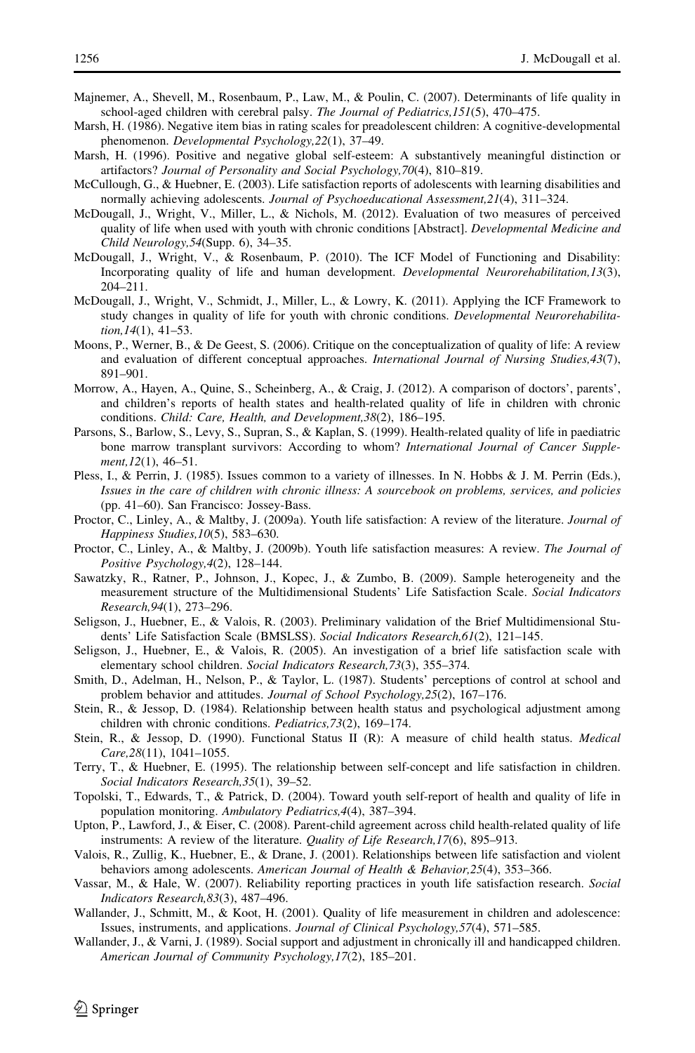Majnemer, A., Shevell, M., Rosenbaum, P., Law, M., & Poulin, C. (2007). Determinants of life quality in school-aged children with cerebral palsy. *The Journal of Pediatrics,151*(5), 470–475.

Marsh, H. (1986). Negative item bias in rating scales for preadolescent children: A cognitive-developmental phenomenon. *Developmental Psychology,22*(1), 37–49.

Marsh, H. (1996). Positive and negative global self-esteem: A substantively meaningful distinction or artifactors? *Journal of Personality and Social Psychology,70*(4), 810–819.

McCullough, G., & Huebner, E. (2003). Life satisfaction reports of adolescents with learning disabilities and normally achieving adolescents. *Journal of Psychoeducational Assessment,21*(4), 311–324.

McDougall, J., Wright, V., Miller, L., & Nichols, M. (2012). Evaluation of two measures of perceived quality of life when used with youth with chronic conditions [Abstract]. *Developmental Medicine and Child Neurology,54*(Supp. 6), 34–35.

McDougall, J., Wright, V., & Rosenbaum, P. (2010). The ICF Model of Functioning and Disability: Incorporating quality of life and human development. *Developmental Neurorehabilitation,13*(3), 204–211.

McDougall, J., Wright, V., Schmidt, J., Miller, L., & Lowry, K. (2011). Applying the ICF Framework to study changes in quality of life for youth with chronic conditions. *Developmental Neurorehabilitation,14*(1), 41–53.

Moons, P., Werner, B., & De Geest, S. (2006). Critique on the conceptualization of quality of life: A review and evaluation of different conceptual approaches. *International Journal of Nursing Studies,43*(7), 891–901.

Morrow, A., Hayen, A., Quine, S., Scheinberg, A., & Craig, J. (2012). A comparison of doctors', parents', and children's reports of health states and health-related quality of life in children with chronic conditions. *Child: Care, Health, and Development,38*(2), 186–195.

Parsons, S., Barlow, S., Levy, S., Supran, S., & Kaplan, S. (1999). Health-related quality of life in paediatric bone marrow transplant survivors: According to whom? *International Journal of Cancer Supplement,12*(1), 46–51.

Pless, I., & Perrin, J. (1985). Issues common to a variety of illnesses. In N. Hobbs & J. M. Perrin (Eds.), *Issues in the care of children with chronic illness: A sourcebook on problems, services, and policies* (pp. 41–60). San Francisco: Jossey-Bass.

Proctor, C., Linley, A., & Maltby, J. (2009a). Youth life satisfaction: A review of the literature. *Journal of Happiness Studies,10*(5), 583–630.

Proctor, C., Linley, A., & Maltby, J. (2009b). Youth life satisfaction measures: A review. *The Journal of Positive Psychology,4*(2), 128–144.

Sawatzky, R., Ratner, P., Johnson, J., Kopec, J., & Zumbo, B. (2009). Sample heterogeneity and the measurement structure of the Multidimensional Students' Life Satisfaction Scale. *Social Indicators Research,94*(1), 273–296.

Seligson, J., Huebner, E., & Valois, R. (2003). Preliminary validation of the Brief Multidimensional Students' Life Satisfaction Scale (BMSLSS). *Social Indicators Research,61*(2), 121–145.

Seligson, J., Huebner, E., & Valois, R. (2005). An investigation of a brief life satisfaction scale with elementary school children. *Social Indicators Research,73*(3), 355–374.

Smith, D., Adelman, H., Nelson, P., & Taylor, L. (1987). Students' perceptions of control at school and problem behavior and attitudes. *Journal of School Psychology,25*(2), 167–176.

Stein, R., & Jessop, D. (1984). Relationship between health status and psychological adjustment among children with chronic conditions. *Pediatrics,73*(2), 169–174.

Stein, R., & Jessop, D. (1990). Functional Status II (R): A measure of child health status. *Medical Care,28*(11), 1041–1055.

Terry, T., & Huebner, E. (1995). The relationship between self-concept and life satisfaction in children. *Social Indicators Research,35*(1), 39–52.

Topolski, T., Edwards, T., & Patrick, D. (2004). Toward youth self-report of health and quality of life in population monitoring. *Ambulatory Pediatrics,4*(4), 387–394.

Upton, P., Lawford, J., & Eiser, C. (2008). Parent-child agreement across child health-related quality of life instruments: A review of the literature. *Quality of Life Research,17*(6), 895–913.

Valois, R., Zullig, K., Huebner, E., & Drane, J. (2001). Relationships between life satisfaction and violent behaviors among adolescents. *American Journal of Health & Behavior,25*(4), 353–366.

Vassar, M., & Hale, W. (2007). Reliability reporting practices in youth life satisfaction research. *Social Indicators Research,83*(3), 487–496.

Wallander, J., Schmitt, M., & Koot, H. (2001). Quality of life measurement in children and adolescence: Issues, instruments, and applications. *Journal of Clinical Psychology,57*(4), 571–585.

Wallander, J., & Varni, J. (1989). Social support and adjustment in chronically ill and handicapped children. *American Journal of Community Psychology,17*(2), 185–201.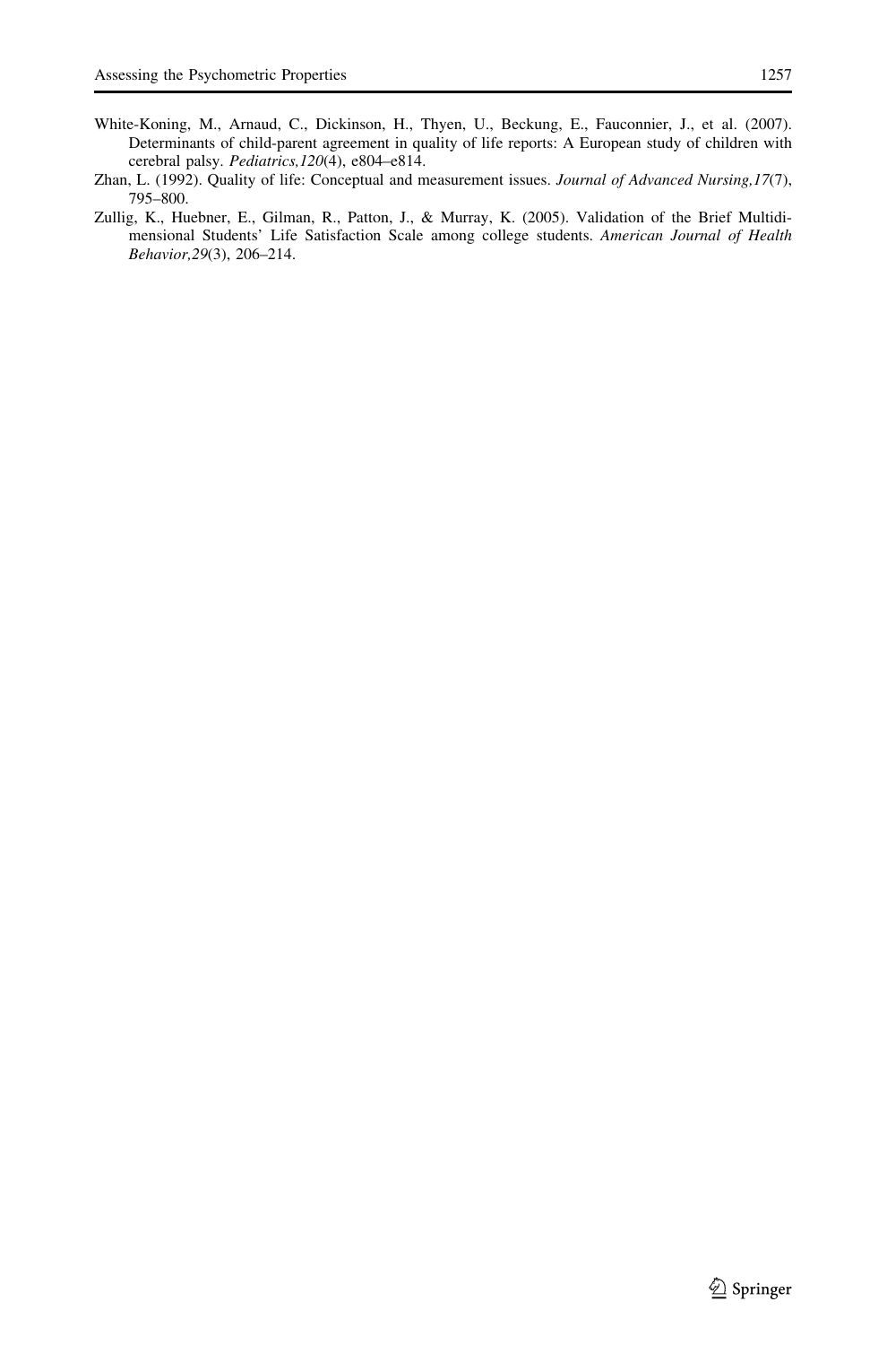White-Koning, M., Arnaud, C., Dickinson, H., Thyen, U., Beckung, E., Fauconnier, J., et al. (2007). Determinants of child-parent agreement in quality of life reports: A European study of children with cerebral palsy. *Pediatrics,120*(4), e804–e814.

Zhan, L. (1992). Quality of life: Conceptual and measurement issues. *Journal of Advanced Nursing,17*(7), 795–800.

Zullig, K., Huebner, E., Gilman, R., Patton, J., & Murray, K. (2005). Validation of the Brief Multidimensional Students' Life Satisfaction Scale among college students. *American Journal of Health Behavior,29*(3), 206–214.